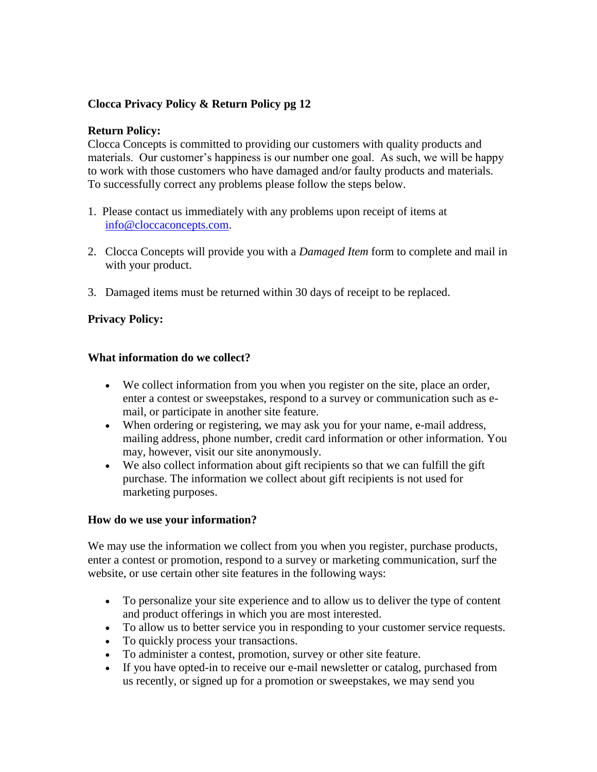**Clocca Privacy Policy & Return Policy pg 12**

**Return Policy:**

Clocca Concepts is committed to providing our customers with quality products and materials. Our customer's happiness is our number one goal. As such, we will be happy to work with those customers who have damaged and/or faulty products and materials. To successfully correct any problems please follow the steps below.

1. Please contact us immediately with any problems upon receipt of items at [info@cloccaconcepts.com](mailto:info@cloccaconcepts.com).

2. Clocca Concepts will provide you with a *Damaged Item* form to complete and mail in with your product.

3. Damaged items must be returned within 30 days of receipt to be replaced.

**Privacy Policy:**

**What information do we collect?**

- We collect information from you when you register on the site, place an order, enter a contest or sweepstakes, respond to a survey or communication such as e-mail, or participate in another site feature.
- When ordering or registering, we may ask you for your name, e-mail address, mailing address, phone number, credit card information or other information. You may, however, visit our site anonymously.
- We also collect information about gift recipients so that we can fulfill the gift purchase. The information we collect about gift recipients is not used for marketing purposes.

**How do we use your information?**

We may use the information we collect from you when you register, purchase products, enter a contest or promotion, respond to a survey or marketing communication, surf the website, or use certain other site features in the following ways:

- To personalize your site experience and to allow us to deliver the type of content and product offerings in which you are most interested.
- To allow us to better service you in responding to your customer service requests.
- To quickly process your transactions.
- To administer a contest, promotion, survey or other site feature.
- If you have opted-in to receive our e-mail newsletter or catalog, purchased from us recently, or signed up for a promotion or sweepstakes, we may send you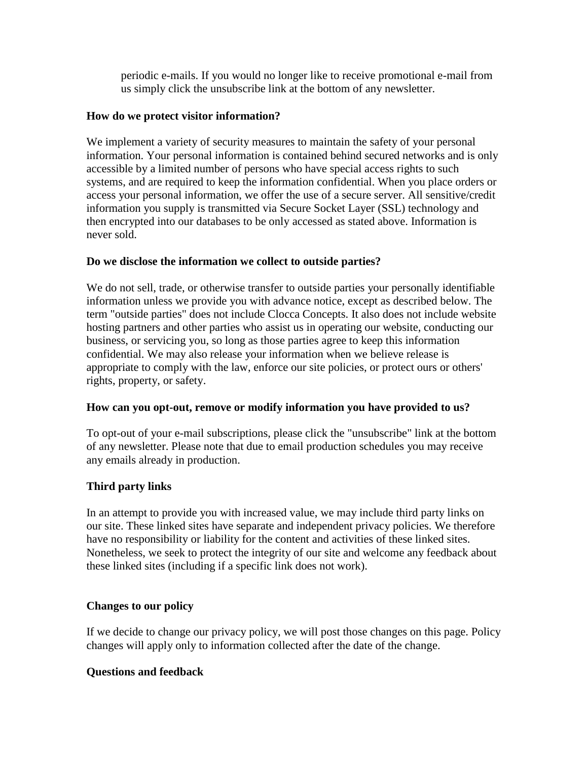periodic e-mails. If you would no longer like to receive promotional e-mail from us simply click the unsubscribe link at the bottom of any newsletter.

**How do we protect visitor information?**

We implement a variety of security measures to maintain the safety of your personal information. Your personal information is contained behind secured networks and is only accessible by a limited number of persons who have special access rights to such systems, and are required to keep the information confidential. When you place orders or access your personal information, we offer the use of a secure server. All sensitive/credit information you supply is transmitted via Secure Socket Layer (SSL) technology and then encrypted into our databases to be only accessed as stated above. Information is never sold.

**Do we disclose the information we collect to outside parties?**

We do not sell, trade, or otherwise transfer to outside parties your personally identifiable information unless we provide you with advance notice, except as described below. The term "outside parties" does not include Clocca Concepts. It also does not include website hosting partners and other parties who assist us in operating our website, conducting our business, or servicing you, so long as those parties agree to keep this information confidential. We may also release your information when we believe release is appropriate to comply with the law, enforce our site policies, or protect ours or others' rights, property, or safety.

**How can you opt-out, remove or modify information you have provided to us?**

To opt-out of your e-mail subscriptions, please click the "unsubscribe" link at the bottom of any newsletter. Please note that due to email production schedules you may receive any emails already in production.

**Third party links**

In an attempt to provide you with increased value, we may include third party links on our site. These linked sites have separate and independent privacy policies. We therefore have no responsibility or liability for the content and activities of these linked sites. Nonetheless, we seek to protect the integrity of our site and welcome any feedback about these linked sites (including if a specific link does not work).

**Changes to our policy**

If we decide to change our privacy policy, we will post those changes on this page. Policy changes will apply only to information collected after the date of the change.

**Questions and feedback**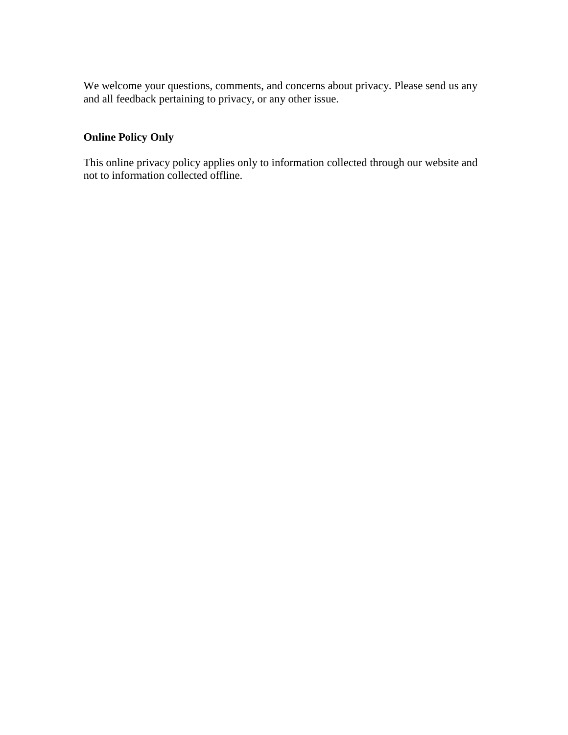We welcome your questions, comments, and concerns about privacy. Please send us any and all feedback pertaining to privacy, or any other issue.

**Online Policy Only**

This online privacy policy applies only to information collected through our website and not to information collected offline.